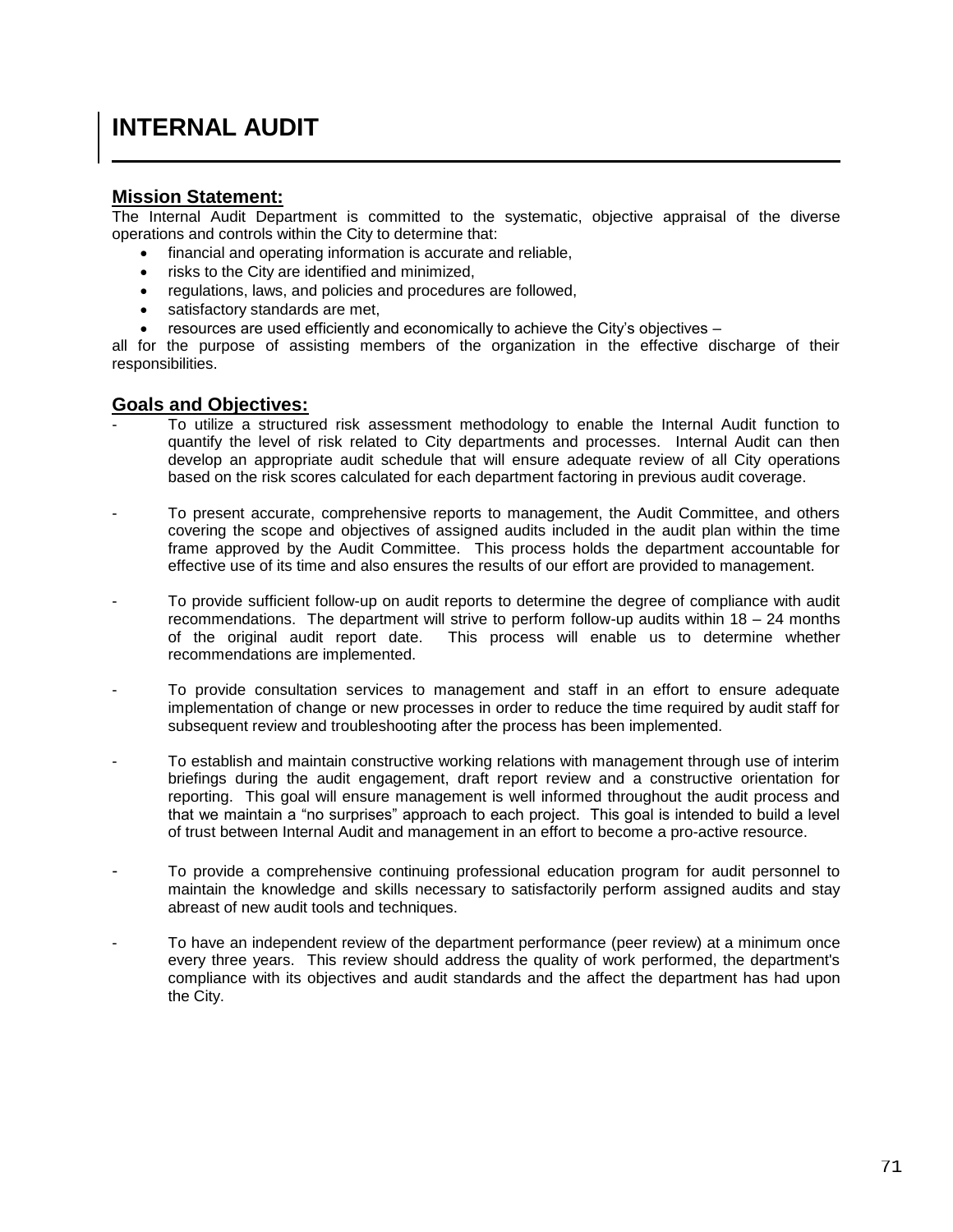# INTERNAL AUDIT

## Mission Statement:

The Internal Audit Department is committed to the systematic, objective appraisal of the diverse operations and controls within the City to determine that:

- financial and operating information is accurate and reliable,
- risks to the City are identified and minimized,
- regulations, laws, and policies and procedures are followed,
- satisfactory standards are met,
- resources are used efficiently and economically to achieve the City's objectives –

all for the purpose of assisting members of the organization in the effective discharge of their responsibilities.

## Goals and Objectives:

- To utilize a structured risk assessment methodology to enable the Internal Audit function to quantify the level of risk related to City departments and processes. Internal Audit can then develop an appropriate audit schedule that will ensure adequate review of all City operations based on the risk scores calculated for each department factoring in previous audit coverage.

- To present accurate, comprehensive reports to management, the Audit Committee, and others covering the scope and objectives of assigned audits included in the audit plan within the time frame approved by the Audit Committee. This process holds the department accountable for effective use of its time and also ensures the results of our effort are provided to management.

- To provide sufficient follow-up on audit reports to determine the degree of compliance with audit recommendations. The department will strive to perform follow-up audits within 18 – 24 months of the original audit report date. This process will enable us to determine whether recommendations are implemented.

- To provide consultation services to management and staff in an effort to ensure adequate implementation of change or new processes in order to reduce the time required by audit staff for subsequent review and troubleshooting after the process has been implemented.

- To establish and maintain constructive working relations with management through use of interim briefings during the audit engagement, draft report review and a constructive orientation for reporting. This goal will ensure management is well informed throughout the audit process and that we maintain a "no surprises" approach to each project. This goal is intended to build a level of trust between Internal Audit and management in an effort to become a pro-active resource.

- To provide a comprehensive continuing professional education program for audit personnel to maintain the knowledge and skills necessary to satisfactorily perform assigned audits and stay abreast of new audit tools and techniques.

- To have an independent review of the department performance (peer review) at a minimum once every three years. This review should address the quality of work performed, the department's compliance with its objectives and audit standards and the affect the department has had upon the City.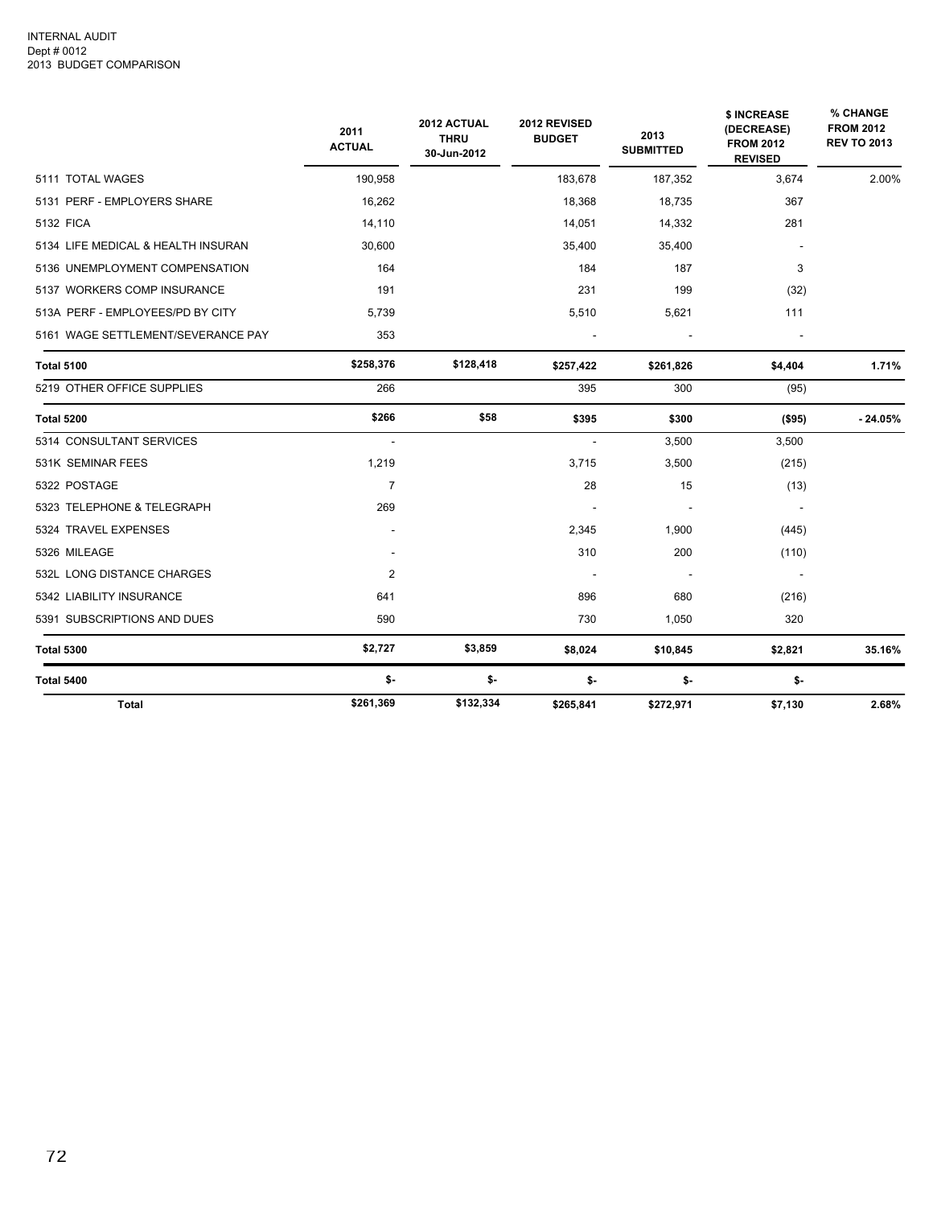INTERNAL AUDIT
Dept # 0012
2013 BUDGET COMPARISON

| | 2011 ACTUAL | 2012 ACTUAL THRU 30-Jun-2012 | 2012 REVISED BUDGET | 2013 SUBMITTED | $ INCREASE (DECREASE) FROM 2012 REVISED | % CHANGE FROM 2012 REV TO 2013 |
|---|---|---|---|---|---|---|
| 5111 TOTAL WAGES | 190,958 | | 183,678 | 187,352 | 3,674 | 2.00% |
| 5131 PERF - EMPLOYERS SHARE | 16,262 | | 18,368 | 18,735 | 367 | |
| 5132 FICA | 14,110 | | 14,051 | 14,332 | 281 | |
| 5134 LIFE MEDICAL & HEALTH INSURAN | 30,600 | | 35,400 | 35,400 | - | |
| 5136 UNEMPLOYMENT COMPENSATION | 164 | | 184 | 187 | 3 | |
| 5137 WORKERS COMP INSURANCE | 191 | | 231 | 199 | (32) | |
| 513A PERF - EMPLOYEES/PD BY CITY | 5,739 | | 5,510 | 5,621 | 111 | |
| 5161 WAGE SETTLEMENT/SEVERANCE PAY | 353 | | - | - | - | |
| **Total 5100** | **$258,376** | **$128,418** | **$257,422** | **$261,826** | **$4,404** | **1.71%** |
| 5219 OTHER OFFICE SUPPLIES | 266 | | 395 | 300 | (95) | |
| **Total 5200** | **$266** | **$58** | **$395** | **$300** | **($95)** | **- 24.05%** |
| 5314 CONSULTANT SERVICES | - | | - | 3,500 | 3,500 | |
| 531K SEMINAR FEES | 1,219 | | 3,715 | 3,500 | (215) | |
| 5322 POSTAGE | 7 | | 28 | 15 | (13) | |
| 5323 TELEPHONE & TELEGRAPH | 269 | | - | - | - | |
| 5324 TRAVEL EXPENSES | - | | 2,345 | 1,900 | (445) | |
| 5326 MILEAGE | - | | 310 | 200 | (110) | |
| 532L LONG DISTANCE CHARGES | 2 | | - | - | - | |
| 5342 LIABILITY INSURANCE | 641 | | 896 | 680 | (216) | |
| 5391 SUBSCRIPTIONS AND DUES | 590 | | 730 | 1,050 | 320 | |
| **Total 5300** | **$2,727** | **$3,859** | **$8,024** | **$10,845** | **$2,821** | **35.16%** |
| **Total 5400** | **$-** | **$-** | **$-** | **$-** | **$-** | |
| **Total** | **$261,369** | **$132,334** | **$265,841** | **$272,971** | **$7,130** | **2.68%** |